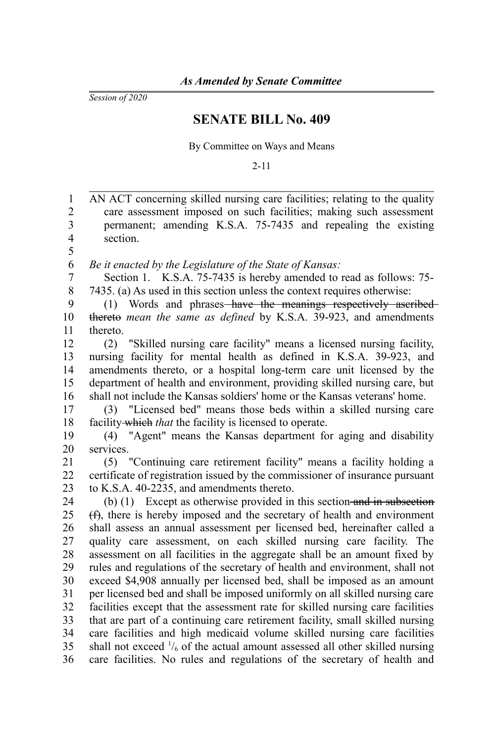*As Amended by Senate Committee*

*Session of 2020*

# SENATE BILL No. 409

By Committee on Ways and Means

2-11

AN ACT concerning skilled nursing care facilities; relating to the quality care assessment imposed on such facilities; making such assessment permanent; amending K.S.A. 75-7435 and repealing the existing section.

*Be it enacted by the Legislature of the State of Kansas:*

Section 1. K.S.A. 75-7435 is hereby amended to read as follows: 75-7435. (a) As used in this section unless the context requires otherwise:

(1) Words and phrases ~~have the meanings respectively ascribed thereto~~ *mean the same as defined* by K.S.A. 39-923, and amendments thereto.

(2) "Skilled nursing care facility" means a licensed nursing facility, nursing facility for mental health as defined in K.S.A. 39-923, and amendments thereto, or a hospital long-term care unit licensed by the department of health and environment, providing skilled nursing care, but shall not include the Kansas soldiers' home or the Kansas veterans' home.

(3) "Licensed bed" means those beds within a skilled nursing care facility ~~which~~ *that* the facility is licensed to operate.

(4) "Agent" means the Kansas department for aging and disability services.

(5) "Continuing care retirement facility" means a facility holding a certificate of registration issued by the commissioner of insurance pursuant to K.S.A. 40-2235, and amendments thereto.

(b) (1) Except as otherwise provided in this section ~~and in subsection (f)~~, there is hereby imposed and the secretary of health and environment shall assess an annual assessment per licensed bed, hereinafter called a quality care assessment, on each skilled nursing care facility. The assessment on all facilities in the aggregate shall be an amount fixed by rules and regulations of the secretary of health and environment, shall not exceed \$4,908 annually per licensed bed, shall be imposed as an amount per licensed bed and shall be imposed uniformly on all skilled nursing care facilities except that the assessment rate for skilled nursing care facilities that are part of a continuing care retirement facility, small skilled nursing care facilities and high medicaid volume skilled nursing care facilities shall not exceed $^1/_6$ of the actual amount assessed all other skilled nursing care facilities. No rules and regulations of the secretary of health and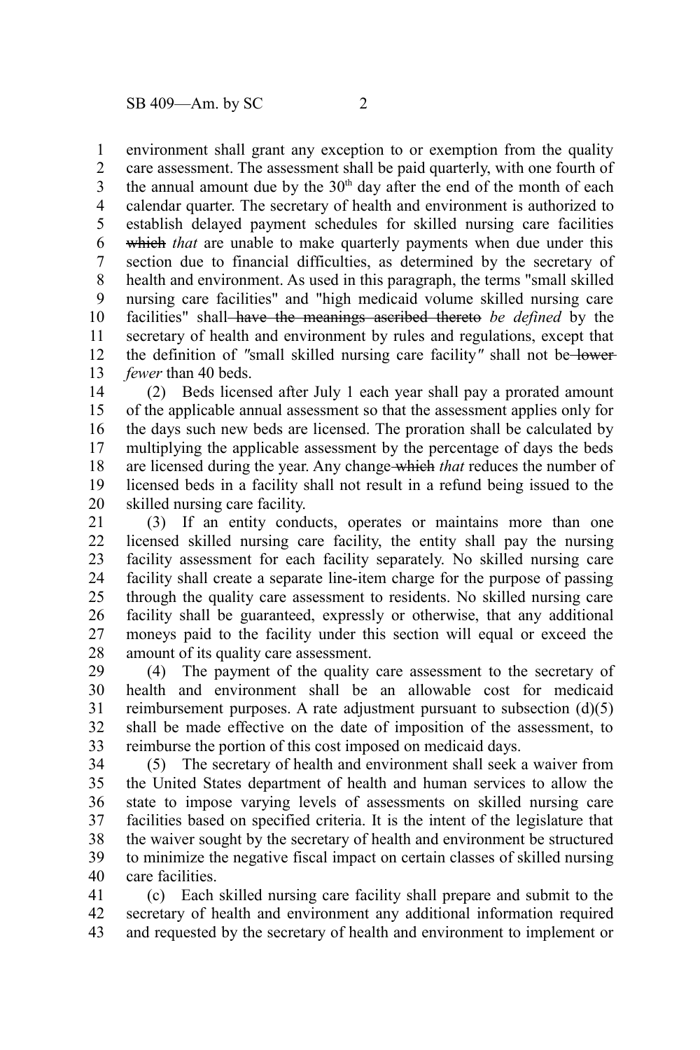environment shall grant any exception to or exemption from the quality care assessment. The assessment shall be paid quarterly, with one fourth of the annual amount due by the 30th day after the end of the month of each calendar quarter. The secretary of health and environment is authorized to establish delayed payment schedules for skilled nursing care facilities ~~which~~ *that* are unable to make quarterly payments when due under this section due to financial difficulties, as determined by the secretary of health and environment. As used in this paragraph, the terms "small skilled nursing care facilities" and "high medicaid volume skilled nursing care facilities" shall ~~have the meanings ascribed thereto~~ *be defined* by the secretary of health and environment by rules and regulations, except that the definition of "small skilled nursing care facility" shall not be ~~lower~~ *fewer* than 40 beds.

(2) Beds licensed after July 1 each year shall pay a prorated amount of the applicable annual assessment so that the assessment applies only for the days such new beds are licensed. The proration shall be calculated by multiplying the applicable assessment by the percentage of days the beds are licensed during the year. Any change ~~which~~ *that* reduces the number of licensed beds in a facility shall not result in a refund being issued to the skilled nursing care facility.

(3) If an entity conducts, operates or maintains more than one licensed skilled nursing care facility, the entity shall pay the nursing facility assessment for each facility separately. No skilled nursing care facility shall create a separate line-item charge for the purpose of passing through the quality care assessment to residents. No skilled nursing care facility shall be guaranteed, expressly or otherwise, that any additional moneys paid to the facility under this section will equal or exceed the amount of its quality care assessment.

(4) The payment of the quality care assessment to the secretary of health and environment shall be an allowable cost for medicaid reimbursement purposes. A rate adjustment pursuant to subsection (d)(5) shall be made effective on the date of imposition of the assessment, to reimburse the portion of this cost imposed on medicaid days.

(5) The secretary of health and environment shall seek a waiver from the United States department of health and human services to allow the state to impose varying levels of assessments on skilled nursing care facilities based on specified criteria. It is the intent of the legislature that the waiver sought by the secretary of health and environment be structured to minimize the negative fiscal impact on certain classes of skilled nursing care facilities.

(c) Each skilled nursing care facility shall prepare and submit to the secretary of health and environment any additional information required and requested by the secretary of health and environment to implement or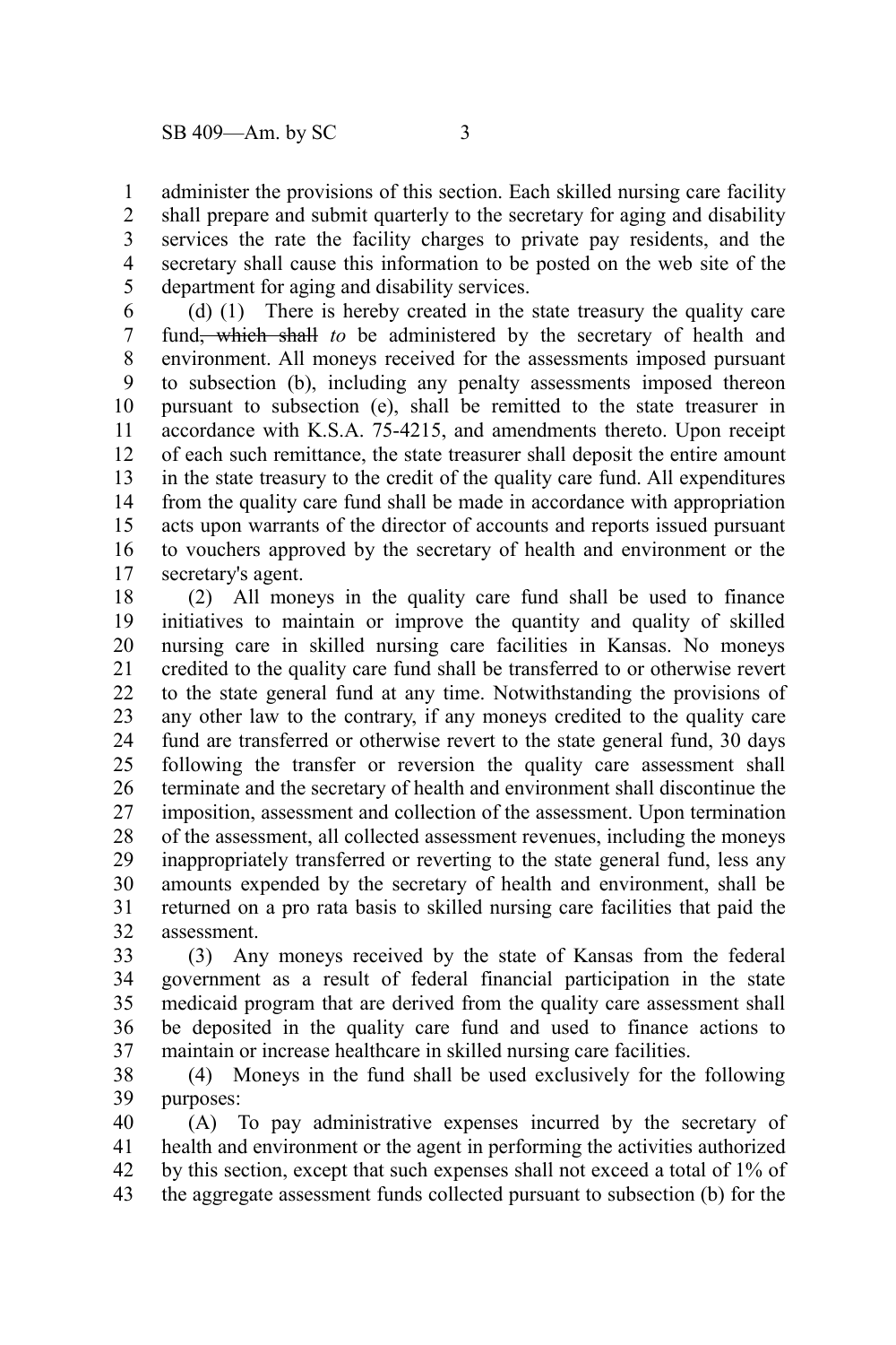administer the provisions of this section. Each skilled nursing care facility shall prepare and submit quarterly to the secretary for aging and disability services the rate the facility charges to private pay residents, and the secretary shall cause this information to be posted on the web site of the department for aging and disability services.

(d) (1) There is hereby created in the state treasury the quality care fund~~, which shall~~ *to* be administered by the secretary of health and environment. All moneys received for the assessments imposed pursuant to subsection (b), including any penalty assessments imposed thereon pursuant to subsection (e), shall be remitted to the state treasurer in accordance with K.S.A. 75-4215, and amendments thereto. Upon receipt of each such remittance, the state treasurer shall deposit the entire amount in the state treasury to the credit of the quality care fund. All expenditures from the quality care fund shall be made in accordance with appropriation acts upon warrants of the director of accounts and reports issued pursuant to vouchers approved by the secretary of health and environment or the secretary's agent.

(2) All moneys in the quality care fund shall be used to finance initiatives to maintain or improve the quantity and quality of skilled nursing care in skilled nursing care facilities in Kansas. No moneys credited to the quality care fund shall be transferred to or otherwise revert to the state general fund at any time. Notwithstanding the provisions of any other law to the contrary, if any moneys credited to the quality care fund are transferred or otherwise revert to the state general fund, 30 days following the transfer or reversion the quality care assessment shall terminate and the secretary of health and environment shall discontinue the imposition, assessment and collection of the assessment. Upon termination of the assessment, all collected assessment revenues, including the moneys inappropriately transferred or reverting to the state general fund, less any amounts expended by the secretary of health and environment, shall be returned on a pro rata basis to skilled nursing care facilities that paid the assessment.

(3) Any moneys received by the state of Kansas from the federal government as a result of federal financial participation in the state medicaid program that are derived from the quality care assessment shall be deposited in the quality care fund and used to finance actions to maintain or increase healthcare in skilled nursing care facilities.

(4) Moneys in the fund shall be used exclusively for the following purposes:

(A) To pay administrative expenses incurred by the secretary of health and environment or the agent in performing the activities authorized by this section, except that such expenses shall not exceed a total of 1% of the aggregate assessment funds collected pursuant to subsection (b) for the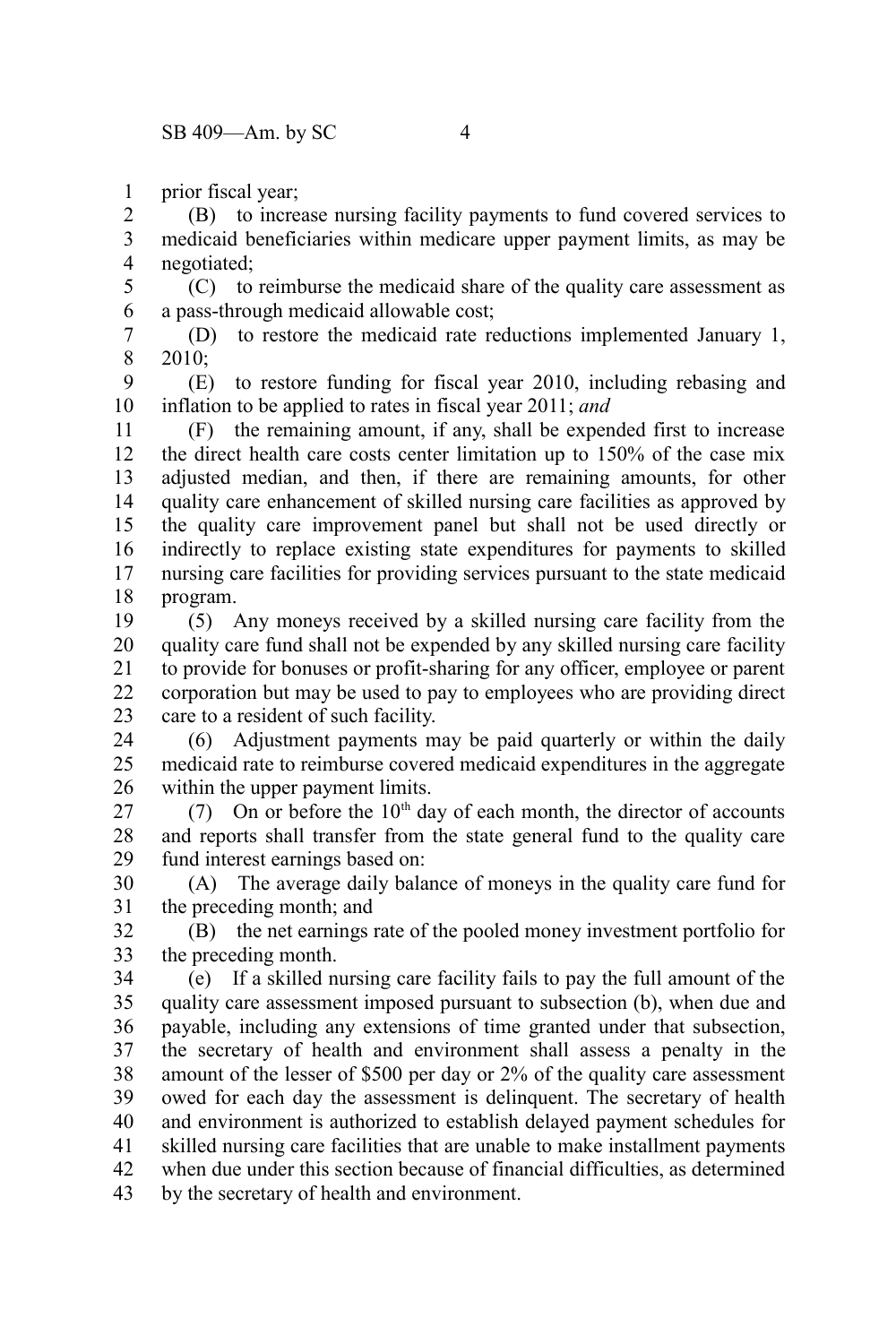prior fiscal year;

(B) to increase nursing facility payments to fund covered services to medicaid beneficiaries within medicare upper payment limits, as may be negotiated;

(C) to reimburse the medicaid share of the quality care assessment as a pass-through medicaid allowable cost;

(D) to restore the medicaid rate reductions implemented January 1, 2010;

(E) to restore funding for fiscal year 2010, including rebasing and inflation to be applied to rates in fiscal year 2011; *and*

(F) the remaining amount, if any, shall be expended first to increase the direct health care costs center limitation up to 150% of the case mix adjusted median, and then, if there are remaining amounts, for other quality care enhancement of skilled nursing care facilities as approved by the quality care improvement panel but shall not be used directly or indirectly to replace existing state expenditures for payments to skilled nursing care facilities for providing services pursuant to the state medicaid program.

(5) Any moneys received by a skilled nursing care facility from the quality care fund shall not be expended by any skilled nursing care facility to provide for bonuses or profit-sharing for any officer, employee or parent corporation but may be used to pay to employees who are providing direct care to a resident of such facility.

(6) Adjustment payments may be paid quarterly or within the daily medicaid rate to reimburse covered medicaid expenditures in the aggregate within the upper payment limits.

(7) On or before the 10th day of each month, the director of accounts and reports shall transfer from the state general fund to the quality care fund interest earnings based on:

(A) The average daily balance of moneys in the quality care fund for the preceding month; and

(B) the net earnings rate of the pooled money investment portfolio for the preceding month.

(e) If a skilled nursing care facility fails to pay the full amount of the quality care assessment imposed pursuant to subsection (b), when due and payable, including any extensions of time granted under that subsection, the secretary of health and environment shall assess a penalty in the amount of the lesser of $500 per day or 2% of the quality care assessment owed for each day the assessment is delinquent. The secretary of health and environment is authorized to establish delayed payment schedules for skilled nursing care facilities that are unable to make installment payments when due under this section because of financial difficulties, as determined by the secretary of health and environment.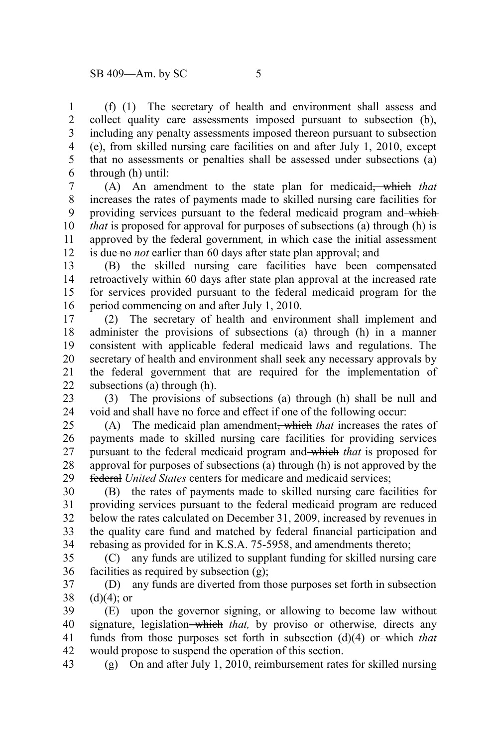(f) (1) The secretary of health and environment shall assess and collect quality care assessments imposed pursuant to subsection (b), including any penalty assessments imposed thereon pursuant to subsection (e), from skilled nursing care facilities on and after July 1, 2010, except that no assessments or penalties shall be assessed under subsections (a) through (h) until:

(A) An amendment to the state plan for medicaid~~, which~~ *that* increases the rates of payments made to skilled nursing care facilities for providing services pursuant to the federal medicaid program and ~~which~~ *that* is proposed for approval for purposes of subsections (a) through (h) is approved by the federal government*,* in which case the initial assessment is due ~~no~~ *not* earlier than 60 days after state plan approval; and

(B) the skilled nursing care facilities have been compensated retroactively within 60 days after state plan approval at the increased rate for services provided pursuant to the federal medicaid program for the period commencing on and after July 1, 2010.

(2) The secretary of health and environment shall implement and administer the provisions of subsections (a) through (h) in a manner consistent with applicable federal medicaid laws and regulations. The secretary of health and environment shall seek any necessary approvals by the federal government that are required for the implementation of subsections (a) through (h).

(3) The provisions of subsections (a) through (h) shall be null and void and shall have no force and effect if one of the following occur:

(A) The medicaid plan amendment~~, which~~ *that* increases the rates of payments made to skilled nursing care facilities for providing services pursuant to the federal medicaid program and ~~which~~ *that* is proposed for approval for purposes of subsections (a) through (h) is not approved by the ~~federal~~ *United States* centers for medicare and medicaid services;

(B) the rates of payments made to skilled nursing care facilities for providing services pursuant to the federal medicaid program are reduced below the rates calculated on December 31, 2009, increased by revenues in the quality care fund and matched by federal financial participation and rebasing as provided for in K.S.A. 75-5958, and amendments thereto;

(C) any funds are utilized to supplant funding for skilled nursing care facilities as required by subsection (g);

(D) any funds are diverted from those purposes set forth in subsection (d)(4); or

(E) upon the governor signing, or allowing to become law without signature, legislation ~~which~~ *that,* by proviso or otherwise*,* directs any funds from those purposes set forth in subsection (d)(4) or ~~which~~ *that* would propose to suspend the operation of this section.

(g) On and after July 1, 2010, reimbursement rates for skilled nursing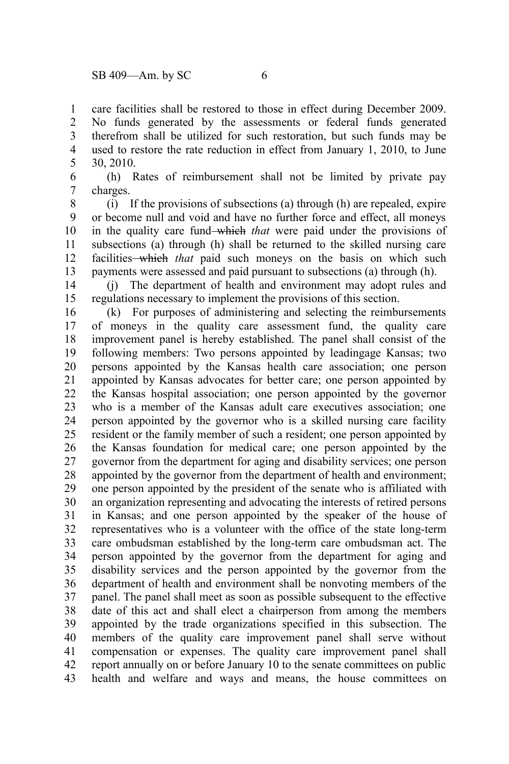care facilities shall be restored to those in effect during December 2009. No funds generated by the assessments or federal funds generated therefrom shall be utilized for such restoration, but such funds may be used to restore the rate reduction in effect from January 1, 2010, to June 30, 2010.

(h) Rates of reimbursement shall not be limited by private pay charges.

(i) If the provisions of subsections (a) through (h) are repealed, expire or become null and void and have no further force and effect, all moneys in the quality care fund ~~which~~ *that* were paid under the provisions of subsections (a) through (h) shall be returned to the skilled nursing care facilities ~~which~~ *that* paid such moneys on the basis on which such payments were assessed and paid pursuant to subsections (a) through (h).

(j) The department of health and environment may adopt rules and regulations necessary to implement the provisions of this section.

(k) For purposes of administering and selecting the reimbursements of moneys in the quality care assessment fund, the quality care improvement panel is hereby established. The panel shall consist of the following members: Two persons appointed by leadingage Kansas; two persons appointed by the Kansas health care association; one person appointed by Kansas advocates for better care; one person appointed by the Kansas hospital association; one person appointed by the governor who is a member of the Kansas adult care executives association; one person appointed by the governor who is a skilled nursing care facility resident or the family member of such a resident; one person appointed by the Kansas foundation for medical care; one person appointed by the governor from the department for aging and disability services; one person appointed by the governor from the department of health and environment; one person appointed by the president of the senate who is affiliated with an organization representing and advocating the interests of retired persons in Kansas; and one person appointed by the speaker of the house of representatives who is a volunteer with the office of the state long-term care ombudsman established by the long-term care ombudsman act. The person appointed by the governor from the department for aging and disability services and the person appointed by the governor from the department of health and environment shall be nonvoting members of the panel. The panel shall meet as soon as possible subsequent to the effective date of this act and shall elect a chairperson from among the members appointed by the trade organizations specified in this subsection. The members of the quality care improvement panel shall serve without compensation or expenses. The quality care improvement panel shall report annually on or before January 10 to the senate committees on public health and welfare and ways and means, the house committees on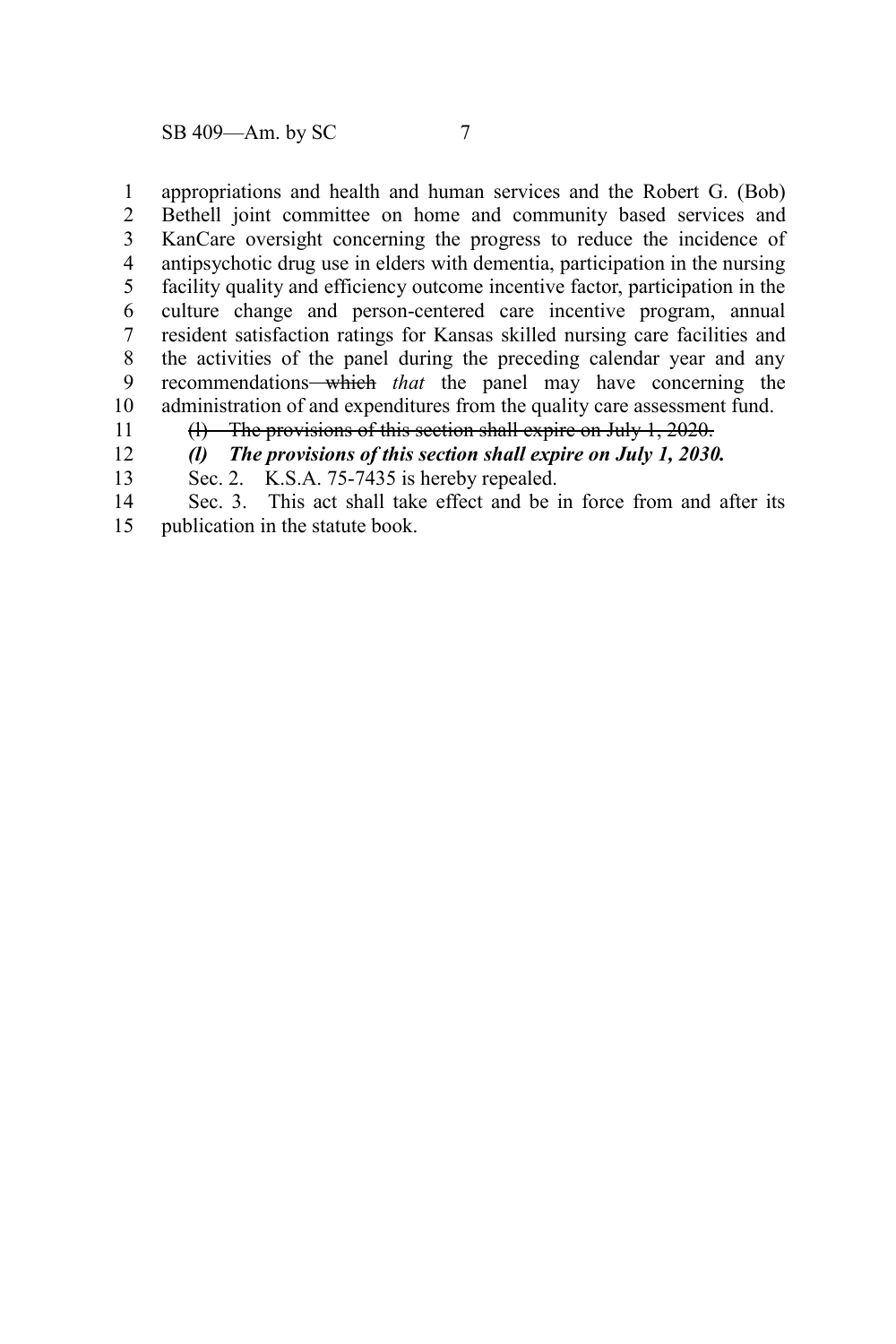appropriations and health and human services and the Robert G. (Bob) Bethell joint committee on home and community based services and KanCare oversight concerning the progress to reduce the incidence of antipsychotic drug use in elders with dementia, participation in the nursing facility quality and efficiency outcome incentive factor, participation in the culture change and person-centered care incentive program, annual resident satisfaction ratings for Kansas skilled nursing care facilities and the activities of the panel during the preceding calendar year and any recommendations ~~which~~ *that* the panel may have concerning the administration of and expenditures from the quality care assessment fund.

~~(l) The provisions of this section shall expire on July 1, 2020.~~

***(l) The provisions of this section shall expire on July 1, 2030.***

Sec. 2. K.S.A. 75-7435 is hereby repealed.

Sec. 3. This act shall take effect and be in force from and after its publication in the statute book.